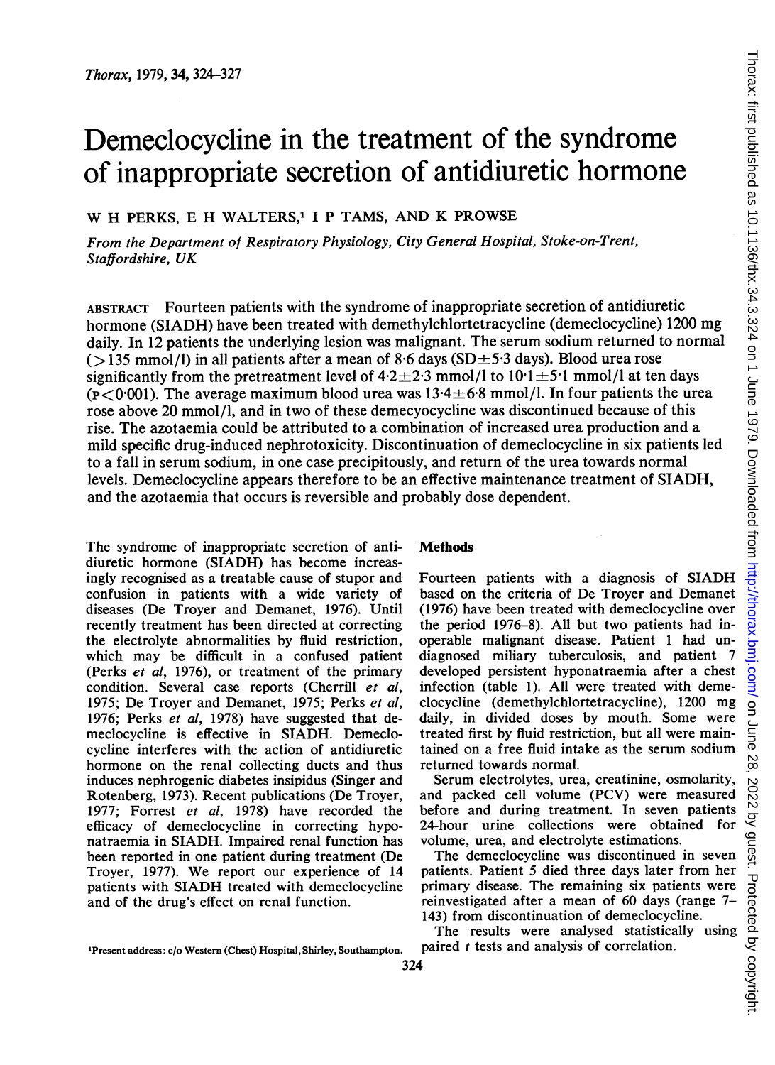# Demeclocycline in the treatment of the syndrome of inappropriate secretion of antidiuretic hormone

W H PERKS, E H WALTERS,[1] I P TAMS, AND K PROWSE

*From the Department of Respiratory Physiology, City General Hospital, Stoke-on-Trent, Staffordshire, UK*

ABSTRACT Fourteen patients with the syndrome of inappropriate secretion of antidiuretic hormone (SIADH) have been treated with demethylchlortetracycline (demeclocycline) 1200 mg daily. In 12 patients the underlying lesion was malignant. The serum sodium returned to normal (>135 mmol/l) in all patients after a mean of 8·6 days (SD±5·3 days). Blood urea rose significantly from the pretreatment level of 4·2±2·3 mmol/l to 10·1±5·1 mmol/l at ten days ($P<0·001$). The average maximum blood urea was 13·4±6·8 mmol/l. In four patients the urea rose above 20 mmol/l, and in two of these demecyocycline was discontinued because of this rise. The azotaemia could be attributed to a combination of increased urea production and a mild specific drug-induced nephrotoxicity. Discontinuation of demeclocycline in six patients led to a fall in serum sodium, in one case precipitously, and return of the urea towards normal levels. Demeclocycline appears therefore to be an effective maintenance treatment of SIADH, and the azotaemia that occurs is reversible and probably dose dependent.

The syndrome of inappropriate secretion of antidiuretic hormone (SIADH) has become increasingly recognised as a treatable cause of stupor and confusion in patients with a wide variety of diseases (De Troyer and Demanet, 1976). Until recently treatment has been directed at correcting the electrolyte abnormalities by fluid restriction, which may be difficult in a confused patient (Perks *et al*, 1976), or treatment of the primary condition. Several case reports (Cherrill *et al*, 1975; De Troyer and Demanet, 1975; Perks *et al*, 1976; Perks *et al*, 1978) have suggested that demeclocycline is effective in SIADH. Demeclocycline interferes with the action of antidiuretic hormone on the renal collecting ducts and thus induces nephrogenic diabetes insipidus (Singer and Rotenberg, 1973). Recent publications (De Troyer, 1977; Forrest *et al*, 1978) have recorded the efficacy of demeclocycline in correcting hyponatraemia in SIADH. Impaired renal function has been reported in one patient during treatment (De Troyer, 1977). We report our experience of 14 patients with SIADH treated with demeclocycline and of the drug's effect on renal function.

## Methods

Fourteen patients with a diagnosis of SIADH based on the criteria of De Troyer and Demanet (1976) have been treated with demeclocycline over the period 1976–8). All but two patients had inoperable malignant disease. Patient 1 had undiagnosed miliary tuberculosis, and patient 7 developed persistent hyponatraemia after a chest infection (table 1). All were treated with demeclocycline (demethylchlortetracycline), 1200 mg daily, in divided doses by mouth. Some were treated first by fluid restriction, but all were maintained on a free fluid intake as the serum sodium returned towards normal.

Serum electrolytes, urea, creatinine, osmolarity, and packed cell volume (PCV) were measured before and during treatment. In seven patients 24-hour urine collections were obtained for volume, urea, and electrolyte estimations.

The demeclocycline was discontinued in seven patients. Patient 5 died three days later from her primary disease. The remaining six patients were reinvestigated after a mean of 60 days (range 7–143) from discontinuation of demeclocycline.

The results were analysed statistically using paired *t* tests and analysis of correlation.

[1]Present address: c/o Western (Chest) Hospital, Shirley, Southampton.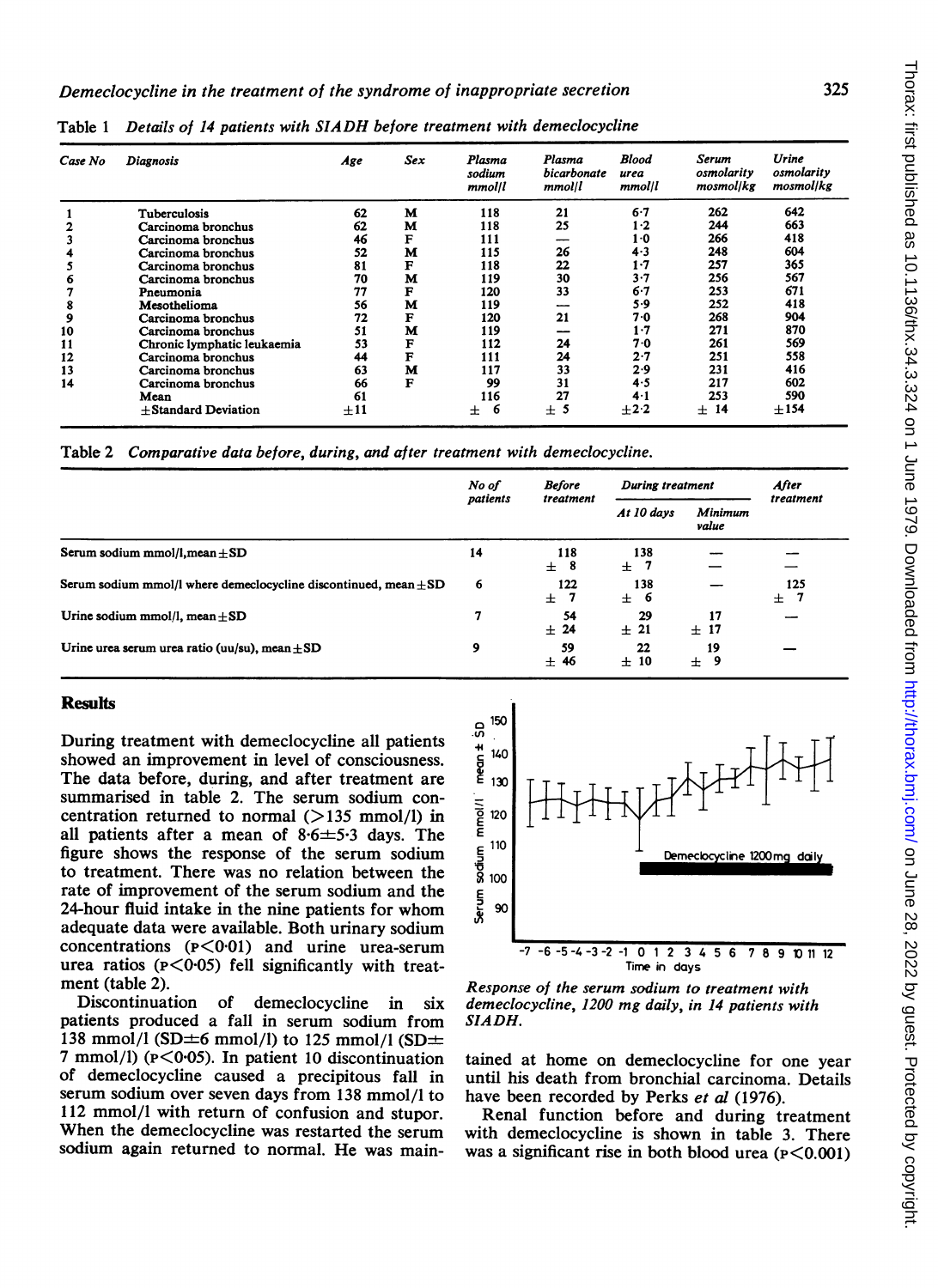Table 1 *Details of 14 patients with SIADH before treatment with demeclocycline*

| Case No | Diagnosis | Age | Sex | Plasma sodium mmol/l | Plasma bicarbonate mmol/l | Blood urea mmol/l | Serum osmolarity mosmol/kg | Urine osmolarity mosmol/kg |
|---|---|---|---|---|---|---|---|---|
| 1 | Tuberculosis | 62 | M | 118 | 21 | 6·7 | 262 | 642 |
| 2 | Carcinoma bronchus | 62 | M | 118 | 25 | 1·2 | 244 | 663 |
| 3 | Carcinoma bronchus | 46 | F | 111 | — | 1·0 | 266 | 418 |
| 4 | Carcinoma bronchus | 52 | M | 115 | 26 | 4·3 | 248 | 604 |
| 5 | Carcinoma bronchus | 81 | F | 118 | 22 | 1·7 | 257 | 365 |
| 6 | Carcinoma bronchus | 70 | M | 119 | 30 | 3·7 | 256 | 567 |
| 7 | Pneumonia | 77 | F | 120 | 33 | 6·7 | 253 | 671 |
| 8 | Mesothelioma | 56 | M | 119 | — | 5·9 | 252 | 418 |
| 9 | Carcinoma bronchus | 72 | F | 120 | 21 | 7·0 | 268 | 904 |
| 10 | Carcinoma bronchus | 51 | M | 119 | — | 1·7 | 271 | 870 |
| 11 | Chronic lymphatic leukaemia | 53 | F | 112 | 24 | 7·0 | 261 | 569 |
| 12 | Carcinoma bronchus | 44 | F | 111 | 24 | 2·7 | 251 | 558 |
| 13 | Carcinoma bronchus | 63 | M | 117 | 33 | 2·9 | 231 | 416 |
| 14 | Carcinoma bronchus | 66 | F | 99 | 31 | 4·5 | 217 | 602 |
| | Mean | 61 | | 116 | 27 | 4·1 | 253 | 590 |
| | ±Standard Deviation | ±11 | | ± 6 | ± 5 | ±2·2 | ± 14 | ±154 |

Table 2 *Comparative data before, during, and after treatment with demeclocycline.*

| | No of patients | Before treatment | During treatment | | After treatment |
|---|---|---|---|---|---|
| | | | At 10 days | Minimum value | |
| Serum sodium mmol/l, mean ± SD | 14 | 118 ± 8 | 138 ± 7 | — | — |
| Serum sodium mmol/l where demeclocycline discontinued, mean ± SD | 6 | 122 ± 7 | 138 ± 6 | — | 125 ± 7 |
| Urine sodium mmol/l, mean ± SD | 7 | 54 ± 24 | 29 ± 21 | 17 ± 17 | — |
| Urine urea serum urea ratio (uu/su), mean ± SD | 9 | 59 ± 46 | 22 ± 10 | 19 ± 9 | — |

## Results

During treatment with demeclocycline all patients showed an improvement in level of consciousness. The data before, during, and after treatment are summarised in table 2. The serum sodium concentration returned to normal (>135 mmol/l) in all patients after a mean of 8·6±5·3 days. The figure shows the response of the serum sodium to treatment. There was no relation between the rate of improvement of the serum sodium and the 24-hour fluid intake in the nine patients for whom adequate data were available. Both urinary sodium concentrations ($p < 0·01$) and urine urea-serum urea ratios ($p < 0·05$) fell significantly with treatment (table 2).

Discontinuation of demeclocycline in six patients produced a fall in serum sodium from 138 mmol/l (SD±6 mmol/l) to 125 mmol/l (SD± 7 mmol/l) ($p < 0·05$). In patient 10 discontinuation of demeclocycline caused a precipitous fall in serum sodium over seven days from 138 mmol/l to 112 mmol/l with return of confusion and stupor. When the demeclocycline was restarted the serum sodium again returned to normal. He was maintained at home on demeclocycline for one year until his death from bronchial carcinoma. Details have been recorded by Perks *et al* (1976).

*Response of the serum sodium to treatment with demeclocycline, 1200 mg daily, in 14 patients with SIADH.*

Renal function before and during treatment with demeclocycline is shown in table 3. There was a significant rise in both blood urea ($p < 0.001$)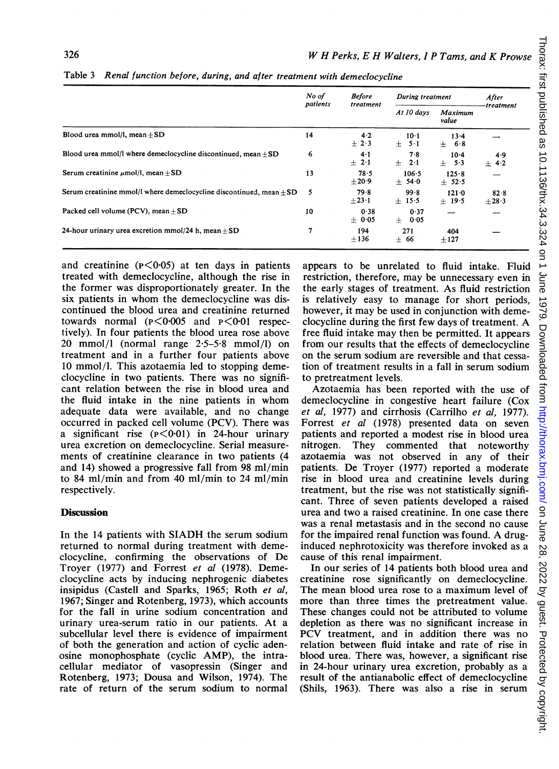Table 3 *Renal function before, during, and after treatment with demeclocycline*

| | No of patients | Before treatment | During treatment | | After treatment |
|---|---|---|---|---|---|
| | | | At 10 days | Maximum value | |
| Blood urea mmol/l, mean ± SD | 14 | 4·2 ± 2·3 | 10·1 ± 5·1 | 13·4 ± 6·8 | — |
| Blood urea mmol/l where demeclocycline discontinued, mean ± SD | 6 | 4·1 ± 2·1 | 7·8 ± 2·1 | 10·4 ± 5·3 | 4·9 ± 4·2 |
| Serum creatinine μmol/l, mean ± SD | 13 | 78·5 ± 20·9 | 106·5 ± 54·0 | 125·8 ± 52·5 | — |
| Serum creatinine mmol/l where demeclocycline discontinued, mean ± SD | 5 | 79·8 ± 23·1 | 99·8 ± 15·5 | 121·0 ± 19·5 | 82·8 ± 28·3 |
| Packed cell volume (PCV), mean ± SD | 10 | 0·38 ± 0·05 | 0·37 ± 0·05 | — | — |
| 24-hour urinary urea excretion mmol/24 h, mean ± SD | 7 | 194 ± 136 | 271 ± 66 | 404 ± 127 | — |

and creatinine ($P<0·05$) at ten days in patients treated with demeclocycline, although the rise in the former was disproportionately greater. In the six patients in whom the demeclocycline was discontinued the blood urea and creatinine returned towards normal ($P<0·005$ and $P<0·01$ respectively). In four patients the blood urea rose above 20 mmol/l (normal range 2·5–5·8 mmol/l) on treatment and in a further four patients above 10 mmol/l. This azotaemia led to stopping demeclocycline in two patients. There was no significant relation between the rise in blood urea and the fluid intake in the nine patients in whom adequate data were available, and no change occurred in packed cell volume (PCV). There was a significant rise ($P<0·01$) in 24-hour urinary urea excretion on demeclocycline. Serial measurements of creatinine clearance in two patients (4 and 14) showed a progressive fall from 98 ml/min to 84 ml/min and from 40 ml/min to 24 ml/min respectively.

## Discussion

In the 14 patients with SIADH the serum sodium returned to normal during treatment with demeclocycline, confirming the observations of De Troyer (1977) and Forrest *et al* (1978). Demeclocycline acts by inducing nephrogenic diabetes insipidus (Castell and Sparks, 1965; Roth *et al*, 1967; Singer and Rotenberg, 1973), which accounts for the fall in urine sodium concentration and urinary urea-serum ratio in our patients. At a subcellular level there is evidence of impairment of both the generation and action of cyclic adenosine monophosphate (cyclic AMP), the intracellular mediator of vasopressin (Singer and Rotenberg, 1973; Dousa and Wilson, 1974). The rate of return of the serum sodium to normal appears to be unrelated to fluid intake. Fluid restriction, therefore, may be unnecessary even in the early stages of treatment. As fluid restriction is relatively easy to manage for short periods, however, it may be used in conjunction with demeclocycline during the first few days of treatment. A free fluid intake may then be permitted. It appears from our results that the effects of demeclocycline on the serum sodium are reversible and that cessation of treatment results in a fall in serum sodium to pretreatment levels.

Azotaemia has been reported with the use of demeclocycline in congestive heart failure (Cox *et al*, 1977) and cirrhosis (Carrilho *et al*, 1977). Forrest *et al* (1978) presented data on seven patients and reported a modest rise in blood urea nitrogen. They commented that noteworthy azotaemia was not observed in any of their patients. De Troyer (1977) reported a moderate rise in blood urea and creatinine levels during treatment, but the rise was not statistically significant. Three of seven patients developed a raised urea and two a raised creatinine. In one case there was a renal metastasis and in the second no cause for the impaired renal function was found. A drug-induced nephrotoxicity was therefore invoked as a cause of this renal impairment.

In our series of 14 patients both blood urea and creatinine rose significantly on demeclocycline. The mean blood urea rose to a maximum level of more than three times the pretreatment value. These changes could not be attributed to volume depletion as there was no significant increase in PCV treatment, and in addition there was no relation between fluid intake and rate of rise in blood urea. There was, however, a significant rise in 24-hour urinary urea excretion, probably as a result of the antianabolic effect of demeclocycline (Shils, 1963). There was also a rise in serum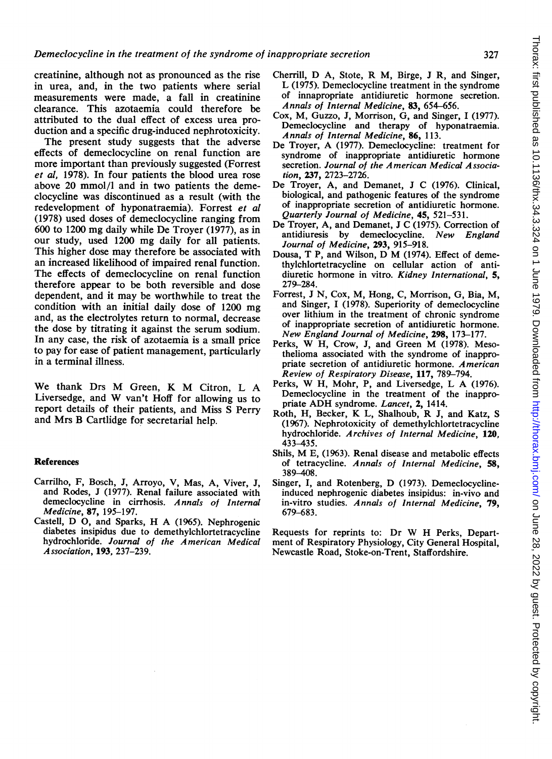creatinine, although not as pronounced as the rise in urea, and, in the two patients where serial measurements were made, a fall in creatinine clearance. This azotaemia could therefore be attributed to the dual effect of excess urea production and a specific drug-induced nephrotoxicity.

The present study suggests that the adverse effects of demeclocycline on renal function are more important than previously suggested (Forrest *et al*, 1978). In four patients the blood urea rose above 20 mmol/l and in two patients the demeclocycline was discontinued as a result (with the redevelopment of hyponatraemia). Forrest *et al* (1978) used doses of demeclocycline ranging from 600 to 1200 mg daily while De Troyer (1977), as in our study, used 1200 mg daily for all patients. This higher dose may therefore be associated with an increased likelihood of impaired renal function. The effects of demeclocycline on renal function therefore appear to be both reversible and dose dependent, and it may be worthwhile to treat the condition with an initial daily dose of 1200 mg and, as the electrolytes return to normal, decrease the dose by titrating it against the serum sodium. In any case, the risk of azotaemia is a small price to pay for ease of patient management, particularly in a terminal illness.

We thank Drs M Green, K M Citron, L A Liversedge, and W van't Hoff for allowing us to report details of their patients, and Miss S Perry and Mrs B Cartlidge for secretarial help.

## References

Carrilho, F, Bosch, J, Arroyo, V, Mas, A, Viver, J, and Rodes, J (1977). Renal failure associated with demeclocycline in cirrhosis. *Annals of Internal Medicine*, **87**, 195–197.

Castell, D O, and Sparks, H A (1965). Nephrogenic diabetes insipidus due to demethylchlortetracycline hydrochloride. *Journal of the American Medical Association*, **193**, 237–239.

Cherrill, D A, Stote, R M, Birge, J R, and Singer, L (1975). Demeclocycline treatment in the syndrome of innapropriate antidiuretic hormone secretion. *Annals of Internal Medicine*, **83**, 654–656.

Cox, M, Guzzo, J, Morrison, G, and Singer, I (1977). Demeclocycline and therapy of hyponatraemia. *Annals of Internal Medicine*, **86**, 113.

De Troyer, A (1977). Demeclocycline: treatment for syndrome of inappropriate antidiuretic hormone secretion. *Journal of the American Medical Association*, **237**, 2723–2726.

De Troyer, A, and Demanet, J C (1976). Clinical, biological, and pathogenic features of the syndrome of inappropriate secretion of antidiuretic hormone. *Quarterly Journal of Medicine*, **45**, 521–531.

De Troyer, A, and Demanet, J C (1975). Correction of antidiuresis by demeclocycline. *New England Journal of Medicine*, **293**, 915–918.

Dousa, T P, and Wilson, D M (1974). Effect of demethylchlortetracycline on cellular action of antidiuretic hormone in vitro. *Kidney International*, **5**, 279–284.

Forrest, J N, Cox, M, Hong, C, Morrison, G, Bia, M, and Singer, I (1978). Superiority of demeclocycline over lithium in the treatment of chronic syndrome of inappropriate secretion of antidiuretic hormone. *New England Journal of Medicine*, **298**, 173–177.

Perks, W H, Crow, J, and Green M (1978). Mesothelioma associated with the syndrome of inappropriate secretion of antidiuretic hormone. *American Review of Respiratory Disease*, **117**, 789–794.

Perks, W H, Mohr, P, and Liversedge, L A (1976). Demeclocycline in the treatment of the inappropriate ADH syndrome. *Lancet*, **2**, 1414.

Roth, H, Becker, K L, Shalhoub, R J, and Katz, S (1967). Nephrotoxicity of demethylchlortetracycline hydrochloride. *Archives of Internal Medicine*, **120**, 433–435.

Shils, M E, (1963). Renal disease and metabolic effects of tetracycline. *Annals of Internal Medicine*, **58**, 389–408.

Singer, I, and Rotenberg, D (1973). Demeclocycline-induced nephrogenic diabetes insipidus: in-vivo and in-vitro studies. *Annals of Internal Medicine*, **79**, 679–683.

Requests for reprints to: Dr W H Perks, Department of Respiratory Physiology, City General Hospital, Newcastle Road, Stoke-on-Trent, Staffordshire.